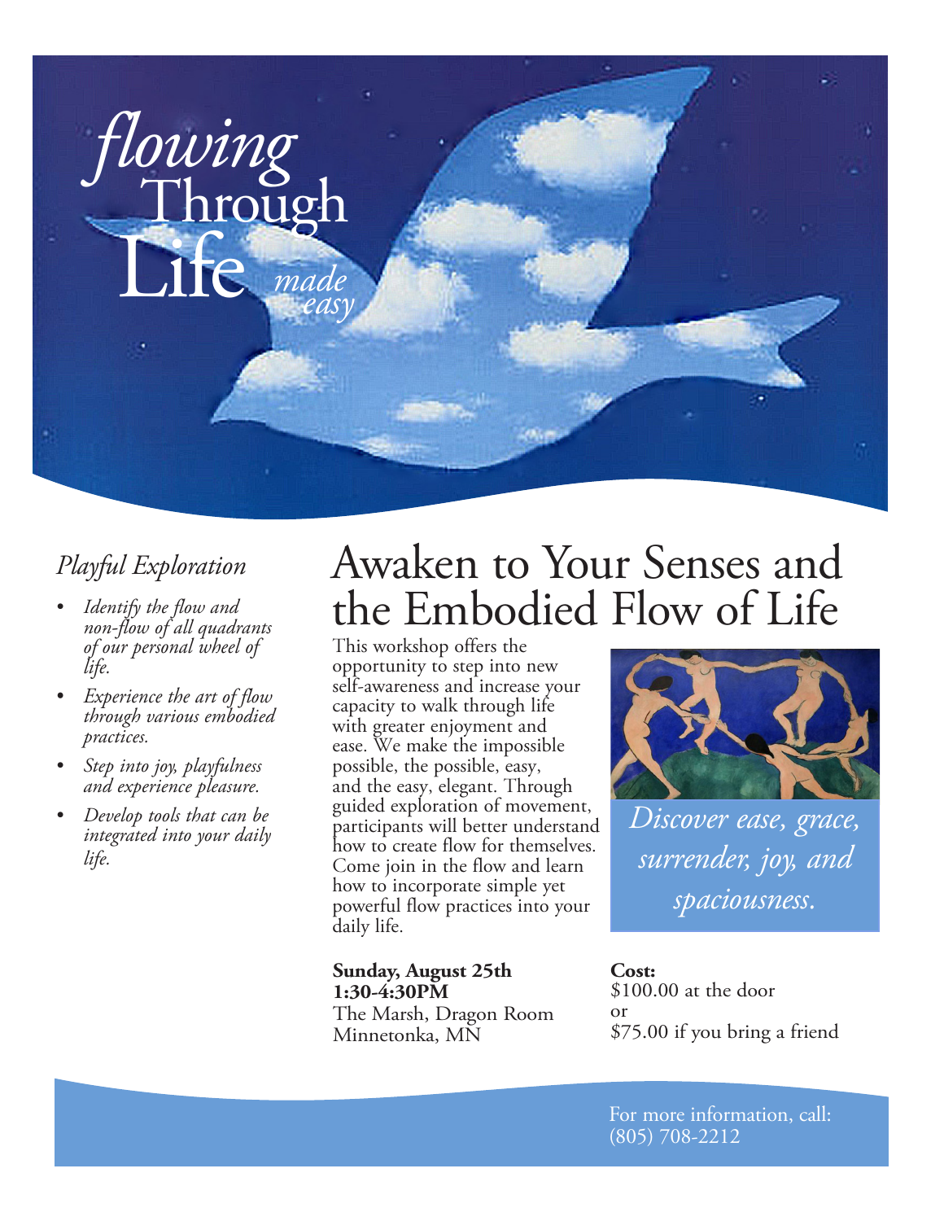# *flowing* Through Life *made easy*

## *Playful Exploration*

- *Identify the flow and non-flow of all quadrants of our personal wheel of life.*
- *Experience the art of flow through various embodied practices.*
- *Step into joy, playfulness and experience pleasure.*
- *Develop tools that can be integrated into your daily life.*

# Awaken to Your Senses and the Embodied Flow of Life

This workshop offers the opportunity to step into new self-awareness and increase your capacity to walk through life with greater enjoyment and ease. We make the impossible possible, the possible, easy, and the easy, elegant. Through guided exploration of movement, participants will better understand how to create flow for themselves. Come join in the flow and learn how to incorporate simple yet powerful flow practices into your daily life.

*Discover ease, grace, surrender, joy, and spaciousness.*

**Sunday, August 25th**
**1:30-4:30PM**
The Marsh, Dragon Room
Minnetonka, MN

**Cost:**
$100.00 at the door
or
$75.00 if you bring a friend

For more information, call:
(805) 708-2212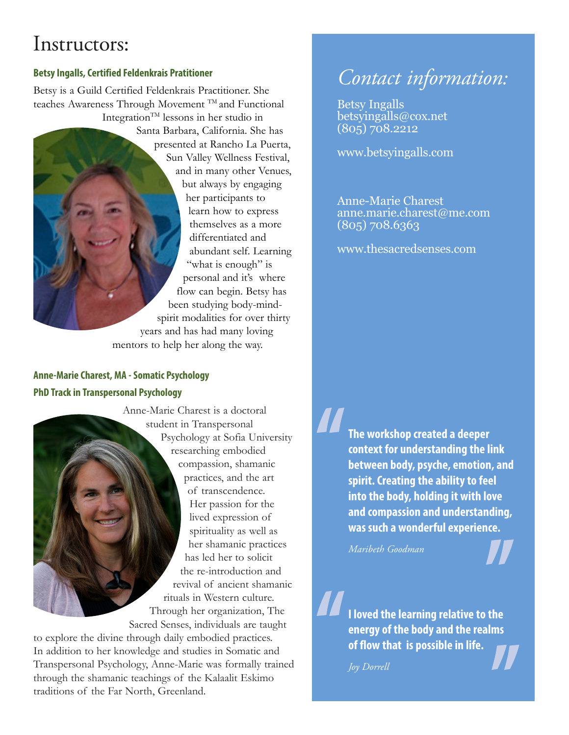# Instructors:

### Betsy Ingalls, Certified Feldenkrais Pratitioner

Betsy is a Guild Certified Feldenkrais Practitioner. She teaches Awareness Through Movement ™ and Functional Integration™ lessons in her studio in Santa Barbara, California. She has presented at Rancho La Puerta, Sun Valley Wellness Festival, and in many other Venues, but always by engaging her participants to learn how to express themselves as a more differentiated and abundant self. Learning "what is enough" is personal and it's where flow can begin. Betsy has been studying body-mind-spirit modalities for over thirty years and has had many loving mentors to help her along the way.

### Anne-Marie Charest, MA - Somatic Psychology
### PhD Track in Transpersonal Psychology

Anne-Marie Charest is a doctoral student in Transpersonal Psychology at Sofia University researching embodied compassion, shamanic practices, and the art of transcendence. Her passion for the lived expression of spirituality as well as her shamanic practices has led her to solicit the re-introduction and revival of ancient shamanic rituals in Western culture. Through her organization, The Sacred Senses, individuals are taught to explore the divine through daily embodied practices. In addition to her knowledge and studies in Somatic and Transpersonal Psychology, Anne-Marie was formally trained through the shamanic teachings of the Kalaalit Eskimo traditions of the Far North, Greenland.

## *Contact information:*

Betsy Ingalls
betsyingalls@cox.net
(805) 708.2212

www.betsyingalls.com

Anne-Marie Charest
anne.marie.charest@me.com
(805) 708.6363

www.thesacredsenses.com

> **"The workshop created a deeper context for understanding the link between body, psyche, emotion, and spirit. Creating the ability to feel into the body, holding it with love and compassion and understanding, was such a wonderful experience."**
>
> *Maribeth Goodman*

> **"I loved the learning relative to the energy of the body and the realms of flow that is possible in life."**
>
> *Joy Dorrell*